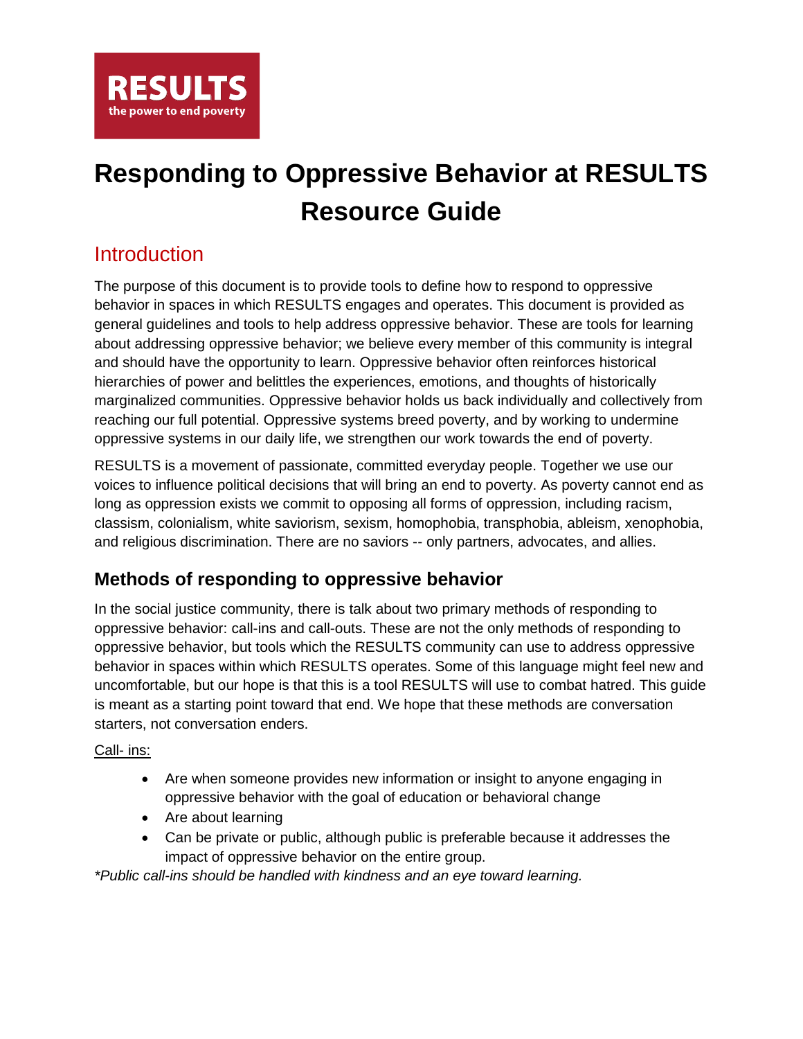RESULTS
the power to end poverty

# Responding to Oppressive Behavior at RESULTS Resource Guide

## Introduction

The purpose of this document is to provide tools to define how to respond to oppressive behavior in spaces in which RESULTS engages and operates. This document is provided as general guidelines and tools to help address oppressive behavior. These are tools for learning about addressing oppressive behavior; we believe every member of this community is integral and should have the opportunity to learn. Oppressive behavior often reinforces historical hierarchies of power and belittles the experiences, emotions, and thoughts of historically marginalized communities. Oppressive behavior holds us back individually and collectively from reaching our full potential. Oppressive systems breed poverty, and by working to undermine oppressive systems in our daily life, we strengthen our work towards the end of poverty.

RESULTS is a movement of passionate, committed everyday people. Together we use our voices to influence political decisions that will bring an end to poverty. As poverty cannot end as long as oppression exists we commit to opposing all forms of oppression, including racism, classism, colonialism, white saviorism, sexism, homophobia, transphobia, ableism, xenophobia, and religious discrimination. There are no saviors -- only partners, advocates, and allies.

### Methods of responding to oppressive behavior

In the social justice community, there is talk about two primary methods of responding to oppressive behavior: call-ins and call-outs. These are not the only methods of responding to oppressive behavior, but tools which the RESULTS community can use to address oppressive behavior in spaces within which RESULTS operates. Some of this language might feel new and uncomfortable, but our hope is that this is a tool RESULTS will use to combat hatred. This guide is meant as a starting point toward that end. We hope that these methods are conversation starters, not conversation enders.

Call- ins:

- Are when someone provides new information or insight to anyone engaging in oppressive behavior with the goal of education or behavioral change
- Are about learning
- Can be private or public, although public is preferable because it addresses the impact of oppressive behavior on the entire group.

*\*Public call-ins should be handled with kindness and an eye toward learning.*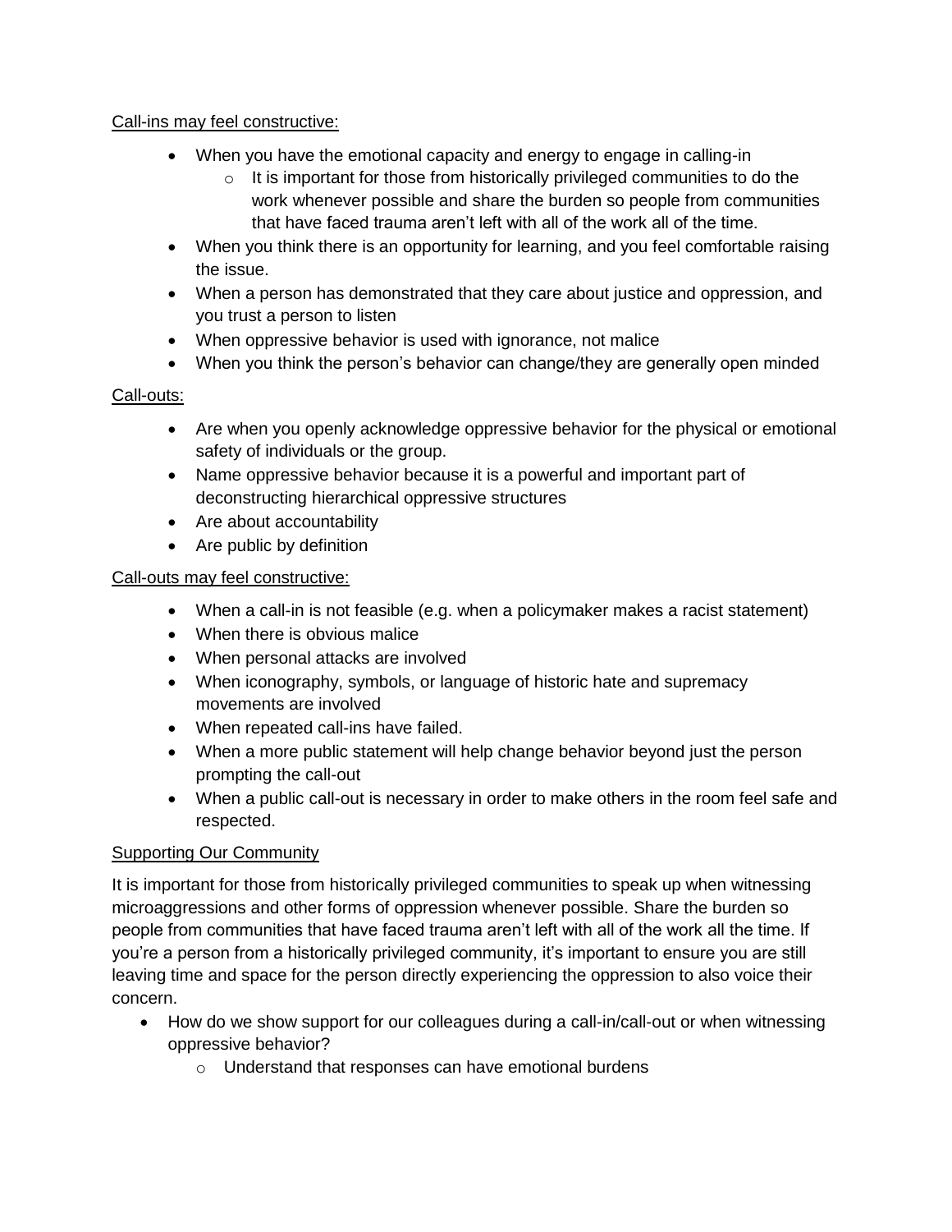Call-ins may feel constructive:

- When you have the emotional capacity and energy to engage in calling-in
    - It is important for those from historically privileged communities to do the work whenever possible and share the burden so people from communities that have faced trauma aren't left with all of the work all of the time.
- When you think there is an opportunity for learning, and you feel comfortable raising the issue.
- When a person has demonstrated that they care about justice and oppression, and you trust a person to listen
- When oppressive behavior is used with ignorance, not malice
- When you think the person's behavior can change/they are generally open minded

Call-outs:

- Are when you openly acknowledge oppressive behavior for the physical or emotional safety of individuals or the group.
- Name oppressive behavior because it is a powerful and important part of deconstructing hierarchical oppressive structures
- Are about accountability
- Are public by definition

Call-outs may feel constructive:

- When a call-in is not feasible (e.g. when a policymaker makes a racist statement)
- When there is obvious malice
- When personal attacks are involved
- When iconography, symbols, or language of historic hate and supremacy movements are involved
- When repeated call-ins have failed.
- When a more public statement will help change behavior beyond just the person prompting the call-out
- When a public call-out is necessary in order to make others in the room feel safe and respected.

Supporting Our Community

It is important for those from historically privileged communities to speak up when witnessing microaggressions and other forms of oppression whenever possible. Share the burden so people from communities that have faced trauma aren't left with all of the work all the time. If you're a person from a historically privileged community, it's important to ensure you are still leaving time and space for the person directly experiencing the oppression to also voice their concern.

- How do we show support for our colleagues during a call-in/call-out or when witnessing oppressive behavior?
    - Understand that responses can have emotional burdens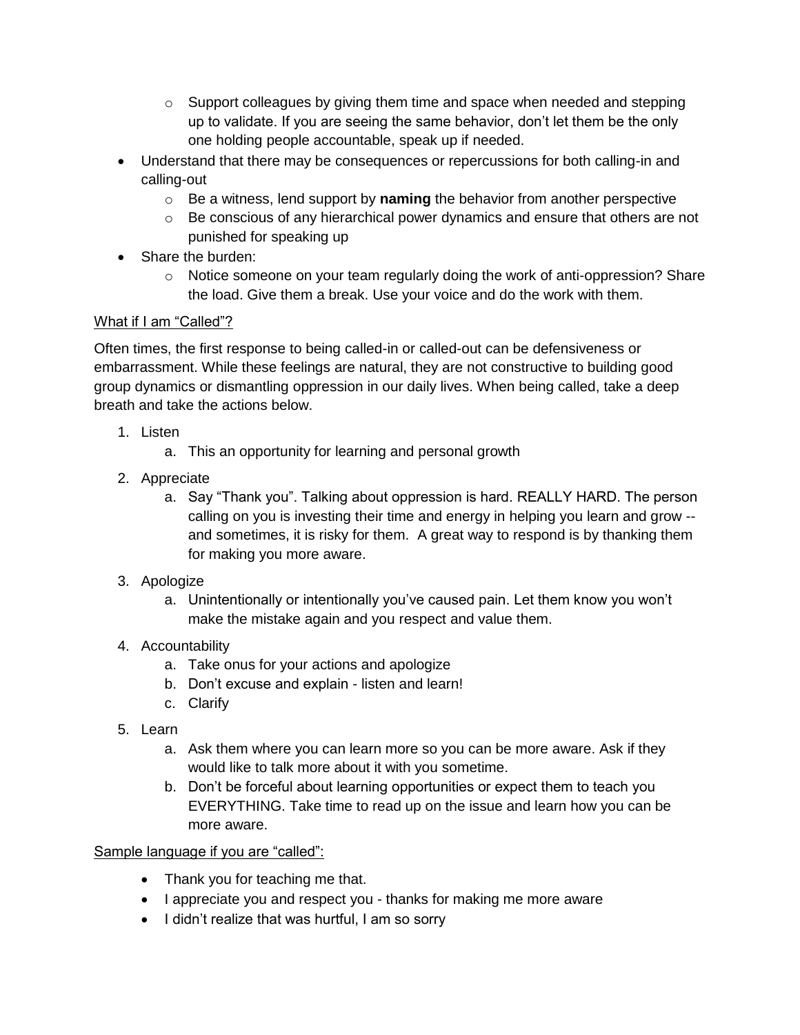- Support colleagues by giving them time and space when needed and stepping up to validate. If you are seeing the same behavior, don't let them be the only one holding people accountable, speak up if needed.
- Understand that there may be consequences or repercussions for both calling-in and calling-out
    - Be a witness, lend support by **naming** the behavior from another perspective
    - Be conscious of any hierarchical power dynamics and ensure that others are not punished for speaking up
- Share the burden:
    - Notice someone on your team regularly doing the work of anti-oppression? Share the load. Give them a break. Use your voice and do the work with them.

<u>What if I am "Called"?</u>

Often times, the first response to being called-in or called-out can be defensiveness or embarrassment. While these feelings are natural, they are not constructive to building good group dynamics or dismantling oppression in our daily lives. When being called, take a deep breath and take the actions below.

1. Listen
    a. This an opportunity for learning and personal growth
2. Appreciate
    a. Say "Thank you". Talking about oppression is hard. REALLY HARD. The person calling on you is investing their time and energy in helping you learn and grow -- and sometimes, it is risky for them. A great way to respond is by thanking them for making you more aware.
3. Apologize
    a. Unintentionally or intentionally you've caused pain. Let them know you won't make the mistake again and you respect and value them.
4. Accountability
    a. Take onus for your actions and apologize
    b. Don't excuse and explain - listen and learn!
    c. Clarify
5. Learn
    a. Ask them where you can learn more so you can be more aware. Ask if they would like to talk more about it with you sometime.
    b. Don't be forceful about learning opportunities or expect them to teach you EVERYTHING. Take time to read up on the issue and learn how you can be more aware.

<u>Sample language if you are "called":</u>

- Thank you for teaching me that.
- I appreciate you and respect you - thanks for making me more aware
- I didn't realize that was hurtful, I am so sorry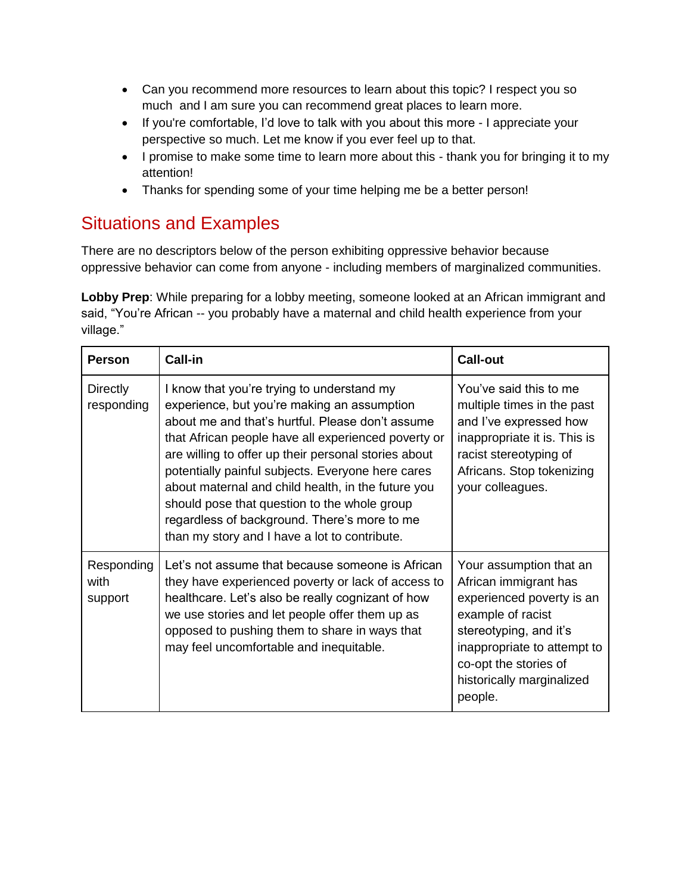- Can you recommend more resources to learn about this topic? I respect you so much  and I am sure you can recommend great places to learn more.
- If you're comfortable, I'd love to talk with you about this more - I appreciate your perspective so much. Let me know if you ever feel up to that.
- I promise to make some time to learn more about this - thank you for bringing it to my attention!
- Thanks for spending some of your time helping me be a better person!

## Situations and Examples

There are no descriptors below of the person exhibiting oppressive behavior because oppressive behavior can come from anyone - including members of marginalized communities.

**Lobby Prep**: While preparing for a lobby meeting, someone looked at an African immigrant and said, “You’re African -- you probably have a maternal and child health experience from your village.”

| **Person** | **Call-in** | **Call-out** |
|---|---|---|
| Directly responding | I know that you’re trying to understand my experience, but you’re making an assumption about me and that’s hurtful. Please don’t assume that African people have all experienced poverty or are willing to offer up their personal stories about potentially painful subjects. Everyone here cares about maternal and child health, in the future you should pose that question to the whole group regardless of background. There’s more to me than my story and I have a lot to contribute. | You’ve said this to me multiple times in the past and I’ve expressed how inappropriate it is. This is racist stereotyping of Africans. Stop tokenizing your colleagues. |
| Responding with support | Let’s not assume that because someone is African they have experienced poverty or lack of access to healthcare. Let’s also be really cognizant of how we use stories and let people offer them up as opposed to pushing them to share in ways that may feel uncomfortable and inequitable. | Your assumption that an African immigrant has experienced poverty is an example of racist stereotyping, and it’s inappropriate to attempt to co-opt the stories of historically marginalized people. |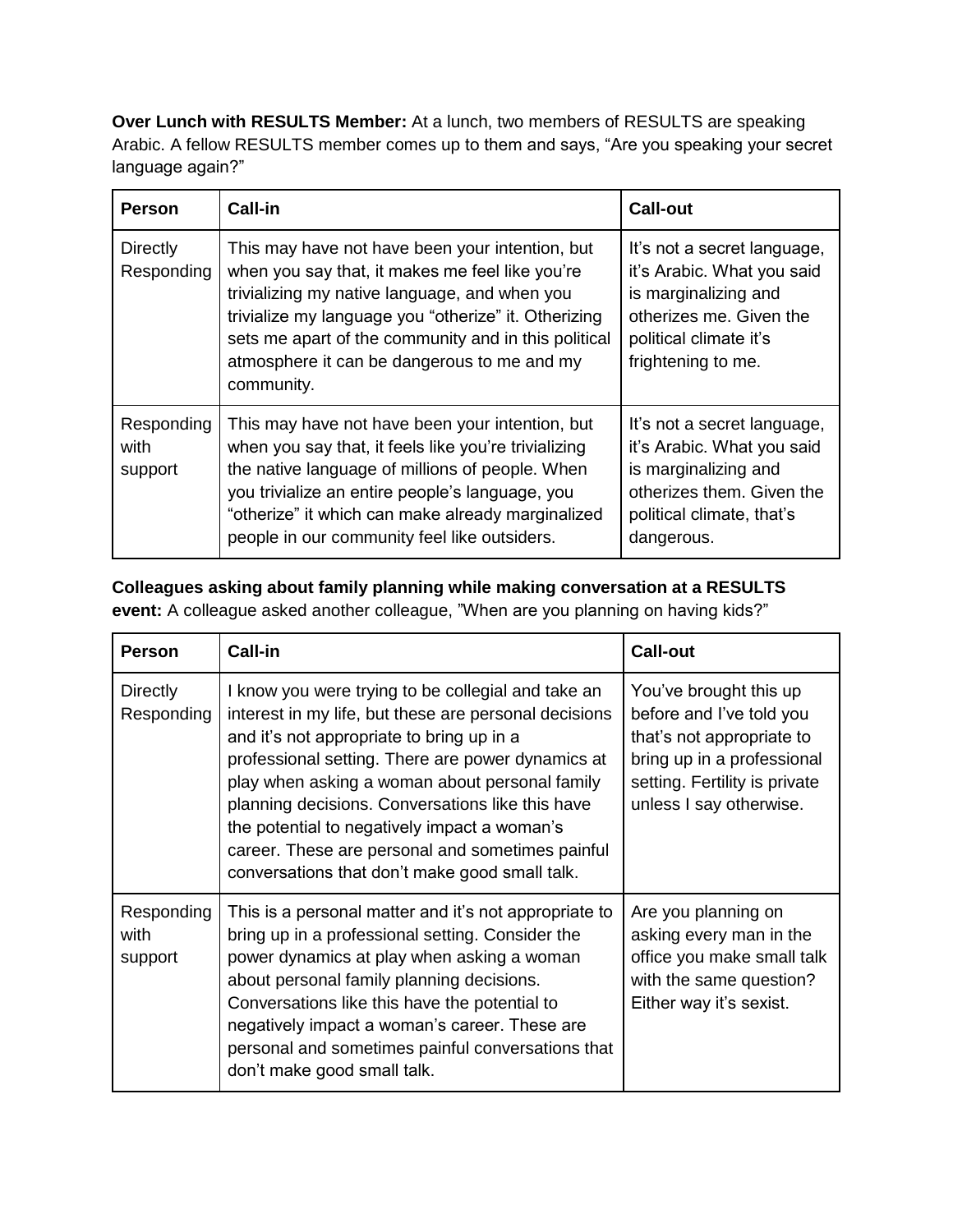**Over Lunch with RESULTS Member:** At a lunch, two members of RESULTS are speaking Arabic. A fellow RESULTS member comes up to them and says, "Are you speaking your secret language again?"

| Person | Call-in | Call-out |
|---|---|---|
| Directly Responding | This may have not have been your intention, but when you say that, it makes me feel like you're trivializing my native language, and when you trivialize my language you "otherize" it. Otherizing sets me apart of the community and in this political atmosphere it can be dangerous to me and my community. | It's not a secret language, it's Arabic. What you said is marginalizing and otherizes me. Given the political climate it's frightening to me. |
| Responding with support | This may have not have been your intention, but when you say that, it feels like you're trivializing the native language of millions of people. When you trivialize an entire people's language, you "otherize" it which can make already marginalized people in our community feel like outsiders. | It's not a secret language, it's Arabic. What you said is marginalizing and otherizes them. Given the political climate, that's dangerous. |

**Colleagues asking about family planning while making conversation at a RESULTS event:** A colleague asked another colleague, "When are you planning on having kids?"

| Person | Call-in | Call-out |
|---|---|---|
| Directly Responding | I know you were trying to be collegial and take an interest in my life, but these are personal decisions and it's not appropriate to bring up in a professional setting. There are power dynamics at play when asking a woman about personal family planning decisions. Conversations like this have the potential to negatively impact a woman's career. These are personal and sometimes painful conversations that don't make good small talk. | You've brought this up before and I've told you that's not appropriate to bring up in a professional setting. Fertility is private unless I say otherwise. |
| Responding with support | This is a personal matter and it's not appropriate to bring up in a professional setting. Consider the power dynamics at play when asking a woman about personal family planning decisions. Conversations like this have the potential to negatively impact a woman's career. These are personal and sometimes painful conversations that don't make good small talk. | Are you planning on asking every man in the office you make small talk with the same question? Either way it's sexist. |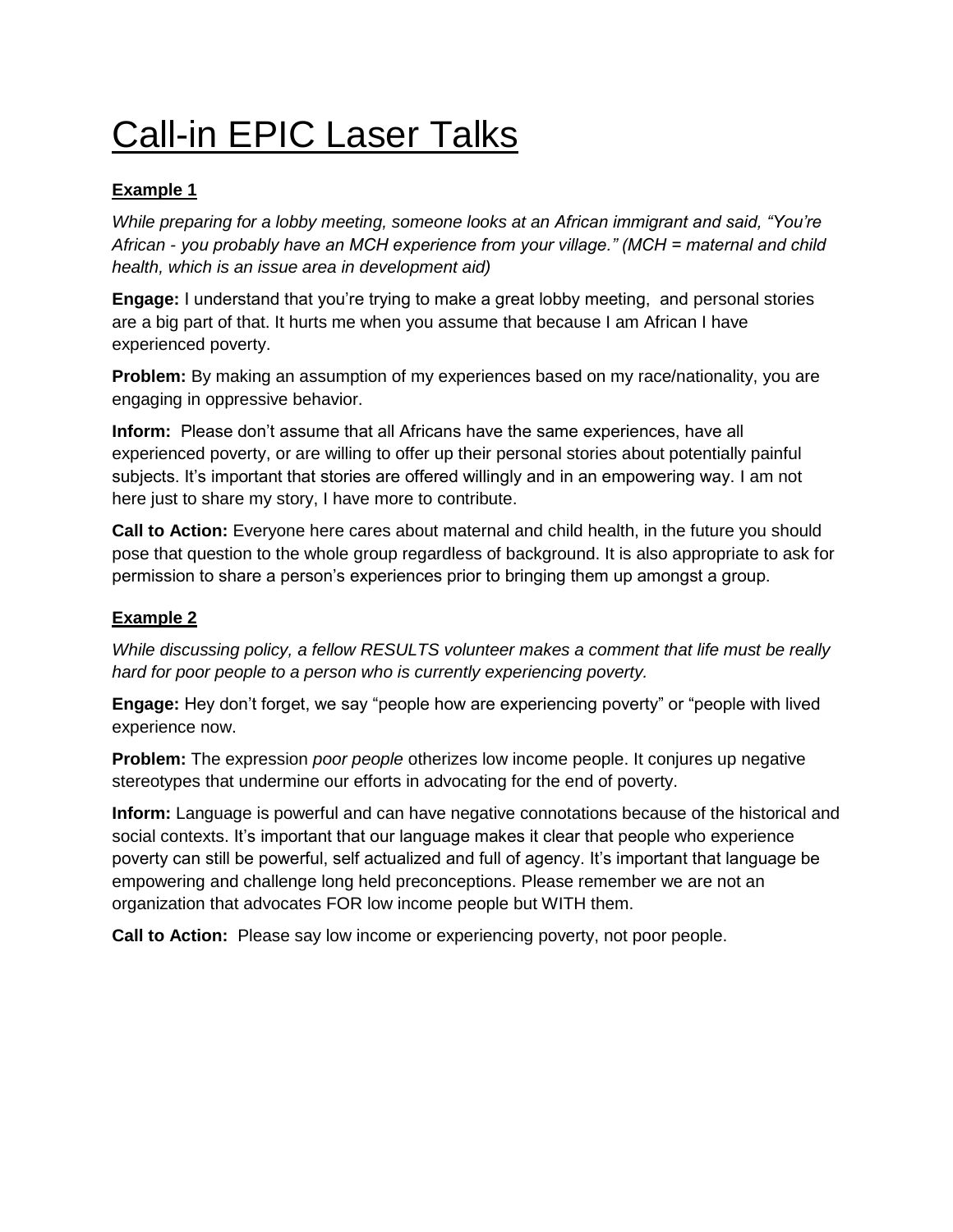# Call-in EPIC Laser Talks

**Example 1**

*While preparing for a lobby meeting, someone looks at an African immigrant and said, "You're African - you probably have an MCH experience from your village." (MCH = maternal and child health, which is an issue area in development aid)*

**Engage:** I understand that you're trying to make a great lobby meeting, and personal stories are a big part of that. It hurts me when you assume that because I am African I have experienced poverty.

**Problem:** By making an assumption of my experiences based on my race/nationality, you are engaging in oppressive behavior.

**Inform:** Please don't assume that all Africans have the same experiences, have all experienced poverty, or are willing to offer up their personal stories about potentially painful subjects. It's important that stories are offered willingly and in an empowering way. I am not here just to share my story, I have more to contribute.

**Call to Action:** Everyone here cares about maternal and child health, in the future you should pose that question to the whole group regardless of background. It is also appropriate to ask for permission to share a person's experiences prior to bringing them up amongst a group.

**Example 2**

*While discussing policy, a fellow RESULTS volunteer makes a comment that life must be really hard for poor people to a person who is currently experiencing poverty.*

**Engage:** Hey don't forget, we say "people how are experiencing poverty" or "people with lived experience now.

**Problem:** The expression *poor people* otherizes low income people. It conjures up negative stereotypes that undermine our efforts in advocating for the end of poverty.

**Inform:** Language is powerful and can have negative connotations because of the historical and social contexts. It's important that our language makes it clear that people who experience poverty can still be powerful, self actualized and full of agency. It's important that language be empowering and challenge long held preconceptions. Please remember we are not an organization that advocates FOR low income people but WITH them.

**Call to Action:** Please say low income or experiencing poverty, not poor people.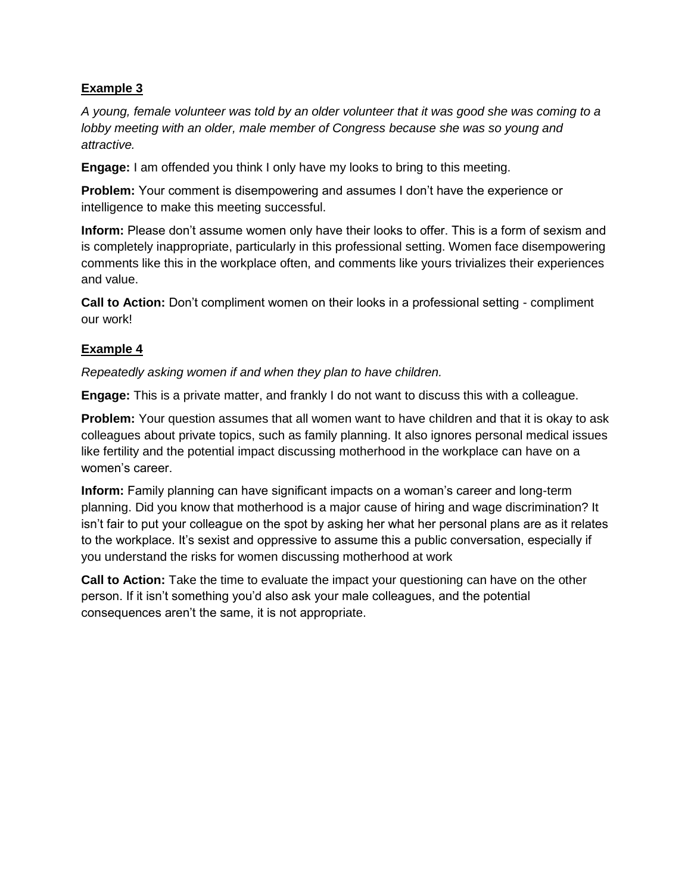**Example 3**

*A young, female volunteer was told by an older volunteer that it was good she was coming to a lobby meeting with an older, male member of Congress because she was so young and attractive.*

**Engage:** I am offended you think I only have my looks to bring to this meeting.

**Problem:** Your comment is disempowering and assumes I don't have the experience or intelligence to make this meeting successful.

**Inform:** Please don't assume women only have their looks to offer. This is a form of sexism and is completely inappropriate, particularly in this professional setting. Women face disempowering comments like this in the workplace often, and comments like yours trivializes their experiences and value.

**Call to Action:** Don't compliment women on their looks in a professional setting - compliment our work!

**Example 4**

*Repeatedly asking women if and when they plan to have children.*

**Engage:** This is a private matter, and frankly I do not want to discuss this with a colleague.

**Problem:** Your question assumes that all women want to have children and that it is okay to ask colleagues about private topics, such as family planning. It also ignores personal medical issues like fertility and the potential impact discussing motherhood in the workplace can have on a women's career.

**Inform:** Family planning can have significant impacts on a woman's career and long-term planning. Did you know that motherhood is a major cause of hiring and wage discrimination? It isn't fair to put your colleague on the spot by asking her what her personal plans are as it relates to the workplace. It's sexist and oppressive to assume this a public conversation, especially if you understand the risks for women discussing motherhood at work

**Call to Action:** Take the time to evaluate the impact your questioning can have on the other person. If it isn't something you'd also ask your male colleagues, and the potential consequences aren't the same, it is not appropriate.